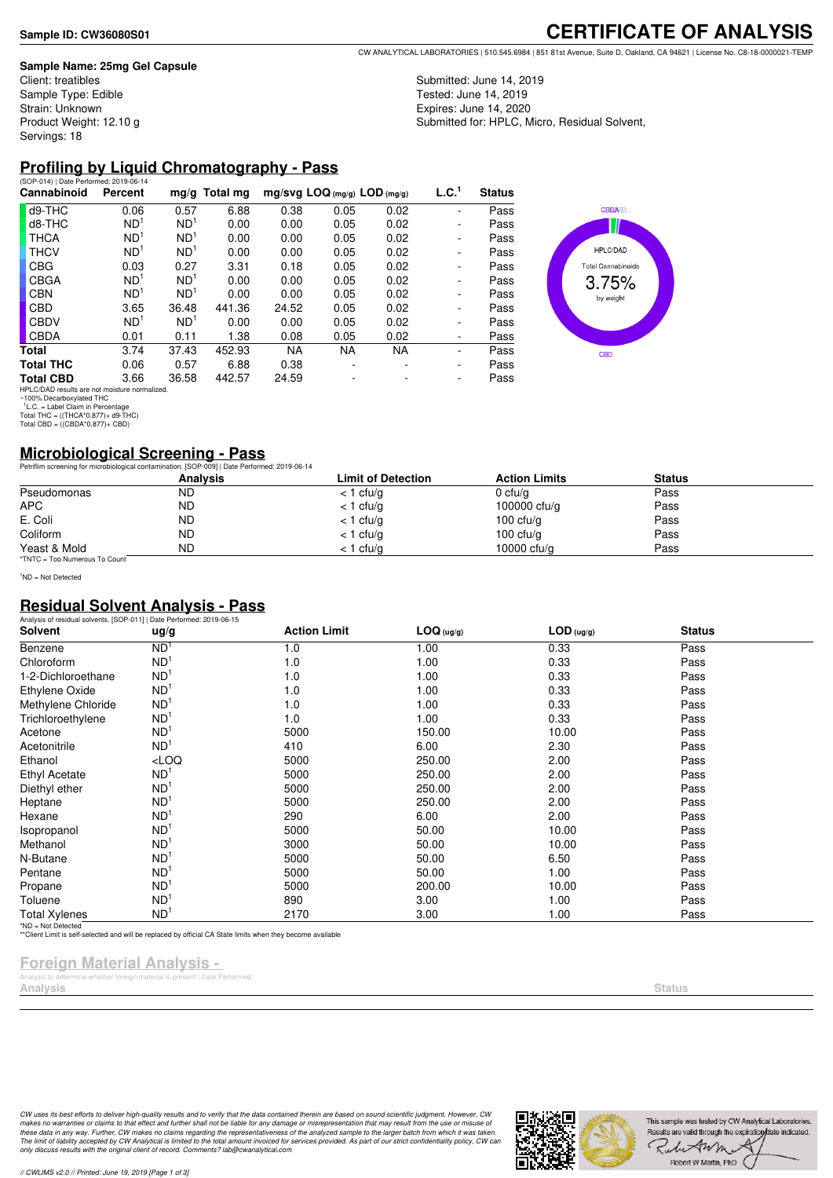**Sample ID: CW36080S01**

# CERTIFICATE OF ANALYSIS

CW ANALYTICAL LABORATORIES | 510.545.6984 | 851 81st Avenue, Suite D, Oakland, CA 94621 | License No. C8-18-0000021-TEMP

**Sample Name: 25mg Gel Capsule**
Client: treatibles
Sample Type: Edible
Strain: Unknown
Product Weight: 12.10 g
Servings: 18

Submitted: June 14, 2019
Tested: June 14, 2019
Expires: June 14, 2020
Submitted for: HPLC, Micro, Residual Solvent,

## Profiling by Liquid Chromatography - Pass

(SOP-014) | Date Performed: 2019-06-14

| Cannabinoid | Percent | mg/g | Total mg | mg/svg | LOQ (mg/g) | LOD (mg/g) | L.C.[1] | Status |
|---|---|---|---|---|---|---|---|---|
| d9-THC | 0.06 | 0.57 | 6.88 | 0.38 | 0.05 | 0.02 | - | Pass |
| d8-THC | ND[1] | ND[1] | 0.00 | 0.00 | 0.05 | 0.02 | - | Pass |
| THCA | ND[1] | ND[1] | 0.00 | 0.00 | 0.05 | 0.02 | - | Pass |
| THCV | ND[1] | ND[1] | 0.00 | 0.00 | 0.05 | 0.02 | - | Pass |
| CBG | 0.03 | 0.27 | 3.31 | 0.18 | 0.05 | 0.02 | - | Pass |
| CBGA | ND[1] | ND[1] | 0.00 | 0.00 | 0.05 | 0.02 | - | Pass |
| CBN | ND[1] | ND[1] | 0.00 | 0.00 | 0.05 | 0.02 | - | Pass |
| CBD | 3.65 | 36.48 | 441.36 | 24.52 | 0.05 | 0.02 | - | Pass |
| CBDV | ND[1] | ND[1] | 0.00 | 0.00 | 0.05 | 0.02 | - | Pass |
| CBDA | 0.01 | 0.11 | 1.38 | 0.08 | 0.05 | 0.02 | - | Pass |
| **Total** | 3.74 | 37.43 | 452.93 | NA | NA | NA | - | Pass |
| **Total THC** | 0.06 | 0.57 | 6.88 | 0.38 | - | - | - | Pass |
| **Total CBD** | 3.66 | 36.58 | 442.57 | 24.59 | - | - | - | Pass |

HPLC/DAD results are not moisture normalized.
~100% Decarboxylated THC
[1]L.C. = Label Claim in Percentage
Total THC = ((THCA*0.877)+ d9-THC)
Total CBD = ((CBDA*0.877)+ CBD)

HPLC/DAD
Total Cannabinoids
3.75%
by weight

## Microbiological Screening - Pass

Petrifilm screening for microbiological contamination. [SOP-009] | Date Performed: 2019-06-14

| | Analysis | Limit of Detection | Action Limits | Status |
|---|---|---|---|---|
| Pseudomonas | ND | < 1 cfu/g | 0 cfu/g | Pass |
| APC | ND | < 1 cfu/g | 100000 cfu/g | Pass |
| E. Coli | ND | < 1 cfu/g | 100 cfu/g | Pass |
| Coliform | ND | < 1 cfu/g | 100 cfu/g | Pass |
| Yeast & Mold | ND | < 1 cfu/g | 10000 cfu/g | Pass |

*TNTC = Too Numerous To Count

[1]ND = Not Detected

## Residual Solvent Analysis - Pass

Analysis of residual solvents. [SOP-011] | Date Performed: 2019-06-15

| Solvent | ug/g | Action Limit | LOQ (ug/g) | LOD (ug/g) | Status |
|---|---|---|---|---|---|
| Benzene | ND[1] | 1.0 | 1.00 | 0.33 | Pass |
| Chloroform | ND[1] | 1.0 | 1.00 | 0.33 | Pass |
| 1-2-Dichloroethane | ND[1] | 1.0 | 1.00 | 0.33 | Pass |
| Ethylene Oxide | ND[1] | 1.0 | 1.00 | 0.33 | Pass |
| Methylene Chloride | ND[1] | 1.0 | 1.00 | 0.33 | Pass |
| Trichloroethylene | ND[1] | 1.0 | 1.00 | 0.33 | Pass |
| Acetone | ND[1] | 5000 | 150.00 | 10.00 | Pass |
| Acetonitrile | ND[1] | 410 | 6.00 | 2.30 | Pass |
| Ethanol | <LOQ | 5000 | 250.00 | 2.00 | Pass |
| Ethyl Acetate | ND[1] | 5000 | 250.00 | 2.00 | Pass |
| Diethyl ether | ND[1] | 5000 | 250.00 | 2.00 | Pass |
| Heptane | ND[1] | 5000 | 250.00 | 2.00 | Pass |
| Hexane | ND[1] | 290 | 6.00 | 2.00 | Pass |
| Isopropanol | ND[1] | 5000 | 50.00 | 10.00 | Pass |
| Methanol | ND[1] | 3000 | 50.00 | 10.00 | Pass |
| N-Butane | ND[1] | 5000 | 50.00 | 6.50 | Pass |
| Pentane | ND[1] | 5000 | 50.00 | 1.00 | Pass |
| Propane | ND[1] | 5000 | 200.00 | 10.00 | Pass |
| Toluene | ND[1] | 890 | 3.00 | 1.00 | Pass |
| Total Xylenes | ND[1] | 2170 | 3.00 | 1.00 | Pass |

*ND = Not Detected
**Client Limit is self-selected and will be replaced by official CA State limits when they become available

## Foreign Material Analysis -

Analysis to determine whether foreign material is present | Date Performed:

| Analysis | Status |
|---|---|

*CW uses its best efforts to deliver high-quality results and to verify that the data contained therein are based on sound scientific judgment. However, CW makes no warranties or claims to that effect and further shall not be liable for any damage or misrepresentation that may result from the use or misuse of these data in any way. Further, CW makes no claims regarding the representativeness of the analyzed sample to the larger batch from which it was taken. The limit of liability accepted by CW Analytical is limited to the total amount invoiced for services provided. As part of our strict confidentiality policy, CW can only discuss results with the original client of record. Comments? lab@cwanalytical.com*

This sample was tested by CW Analytical Laboratories. Results are valid through the expiration date indicated.
Robert W Martin, PhD

// CWLIMS v2.0 // Printed: June 19, 2019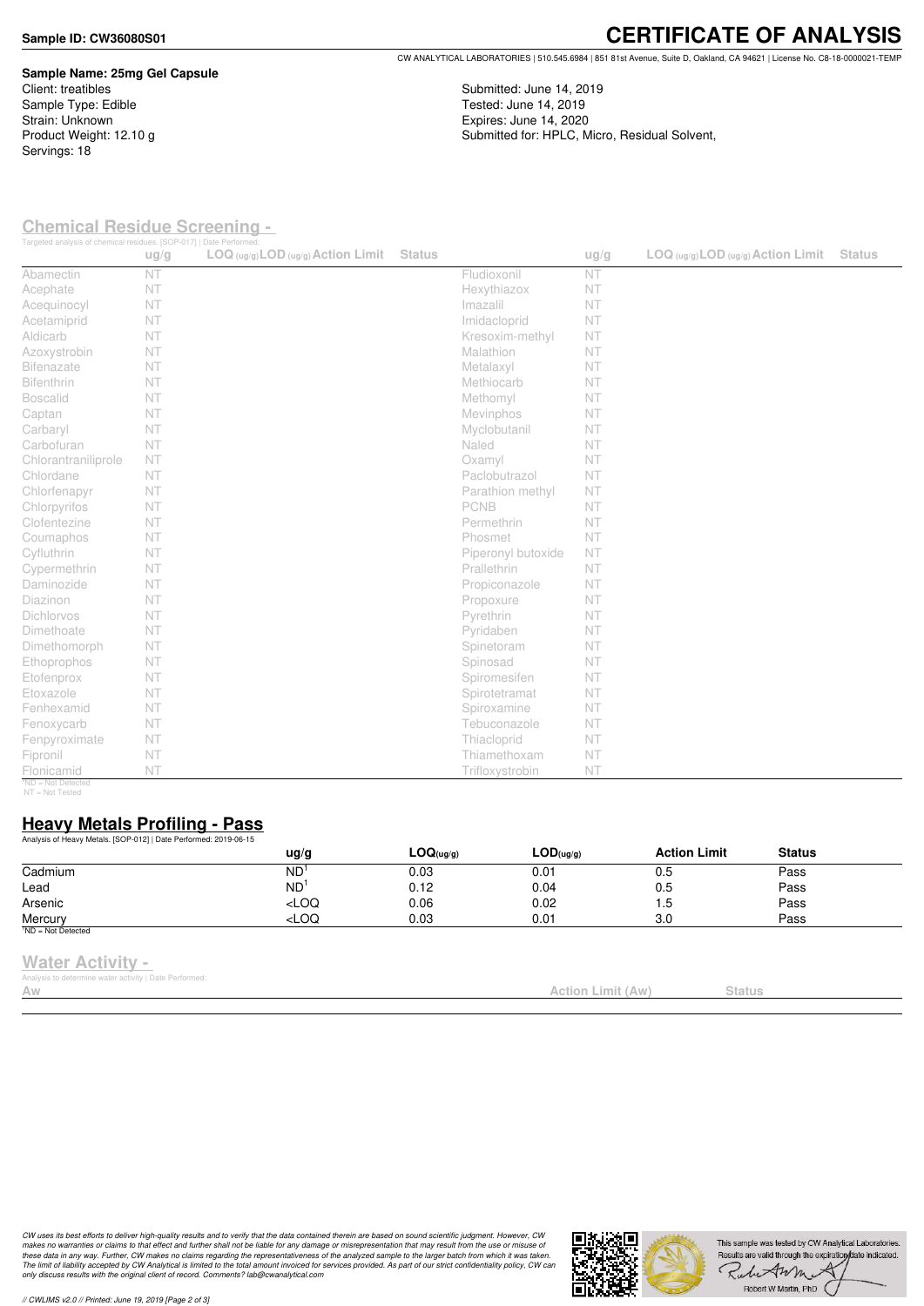**Sample ID: CW36080S01**

# CERTIFICATE OF ANALYSIS

CW ANALYTICAL LABORATORIES | 510.545.6984 | 851 81st Avenue, Suite D, Oakland, CA 94621 | License No. C8-18-0000021-TEMP

**Sample Name: 25mg Gel Capsule**
Client: treatibles
Sample Type: Edible
Strain: Unknown
Product Weight: 12.10 g
Servings: 18

Submitted: June 14, 2019
Tested: June 14, 2019
Expires: June 14, 2020
Submitted for: HPLC, Micro, Residual Solvent,

## Chemical Residue Screening -

Targeted analysis of chemical residues. [SOP-017] | Date Performed:

| | ug/g | LOQ (ug/g) | LOD (ug/g) | Action Limit | Status | | ug/g | LOQ (ug/g) | LOD (ug/g) | Action Limit | Status |
|---|---|---|---|---|---|---|---|---|---|---|---|
| Abamectin | NT | | | | | Fludioxonil | NT | | | | |
| Acephate | NT | | | | | Hexythiazox | NT | | | | |
| Acequinocyl | NT | | | | | Imazalil | NT | | | | |
| Acetamiprid | NT | | | | | Imidacloprid | NT | | | | |
| Aldicarb | NT | | | | | Kresoxim-methyl | NT | | | | |
| Azoxystrobin | NT | | | | | Malathion | NT | | | | |
| Bifenazate | NT | | | | | Metalaxyl | NT | | | | |
| Bifenthrin | NT | | | | | Methiocarb | NT | | | | |
| Boscalid | NT | | | | | Methomyl | NT | | | | |
| Captan | NT | | | | | Mevinphos | NT | | | | |
| Carbaryl | NT | | | | | Myclobutanil | NT | | | | |
| Carbofuran | NT | | | | | Naled | NT | | | | |
| Chlorantraniliprole | NT | | | | | Oxamyl | NT | | | | |
| Chlordane | NT | | | | | Paclobutrazol | NT | | | | |
| Chlorfenapyr | NT | | | | | Parathion methyl | NT | | | | |
| Chlorpyrifos | NT | | | | | PCNB | NT | | | | |
| Clofentezine | NT | | | | | Permethrin | NT | | | | |
| Coumaphos | NT | | | | | Phosmet | NT | | | | |
| Cyfluthrin | NT | | | | | Piperonyl butoxide | NT | | | | |
| Cypermethrin | NT | | | | | Prallethrin | NT | | | | |
| Daminozide | NT | | | | | Propiconazole | NT | | | | |
| Diazinon | NT | | | | | Propoxure | NT | | | | |
| Dichlorvos | NT | | | | | Pyrethrin | NT | | | | |
| Dimethoate | NT | | | | | Pyridaben | NT | | | | |
| Dimethomorph | NT | | | | | Spinetoram | NT | | | | |
| Ethoprophos | NT | | | | | Spinosad | NT | | | | |
| Etofenprox | NT | | | | | Spiromesifen | NT | | | | |
| Etoxazole | NT | | | | | Spirotetramat | NT | | | | |
| Fenhexamid | NT | | | | | Spiroxamine | NT | | | | |
| Fenoxycarb | NT | | | | | Tebuconazole | NT | | | | |
| Fenpyroximate | NT | | | | | Thiacloprid | NT | | | | |
| Fipronil | NT | | | | | Thiamethoxam | NT | | | | |
| Flonicamid | NT | | | | | Trifloxystrobin | NT | | | | |

[1]ND = Not Detected
NT = Not Tested

## Heavy Metals Profiling - Pass

Analysis of Heavy Metals. [SOP-012] | Date Performed: 2019-06-15

| | ug/g | LOQ(ug/g) | LOD(ug/g) | Action Limit | Status |
|---|---|---|---|---|---|
| Cadmium | ND[1] | 0.03 | 0.01 | 0.5 | Pass |
| Lead | ND[1] | 0.12 | 0.04 | 0.5 | Pass |
| Arsenic | <LOQ | 0.06 | 0.02 | 1.5 | Pass |
| Mercury | <LOQ | 0.03 | 0.01 | 3.0 | Pass |

[1]ND = Not Detected

## Water Activity -

Analysis to determine water activity | Date Performed:

| Aw | Action Limit (Aw) | Status |
|---|---|---|

*CW uses its best efforts to deliver high-quality results and to verify that the data contained therein are based on sound scientific judgment. However, CW makes no warranties or claims to that effect and further shall not be liable for any damage or misrepresentation that may result from the use or misuse of these data in any way. Further, CW makes no claims regarding the representativeness of the analyzed sample to the larger batch from which it was taken. The limit of liability accepted by CW Analytical is limited to the total amount invoiced for services provided. As part of our strict confidentiality policy, CW can only discuss results with the original client of record. Comments? lab@cwanalytical.com*

This sample was tested by CW Analytical Laboratories. Results are valid through the expiration date indicated.

Robert W Martin, PhD

// CWLIMS v2.0 // Printed: June 19, 2019 [Page 2 of 3]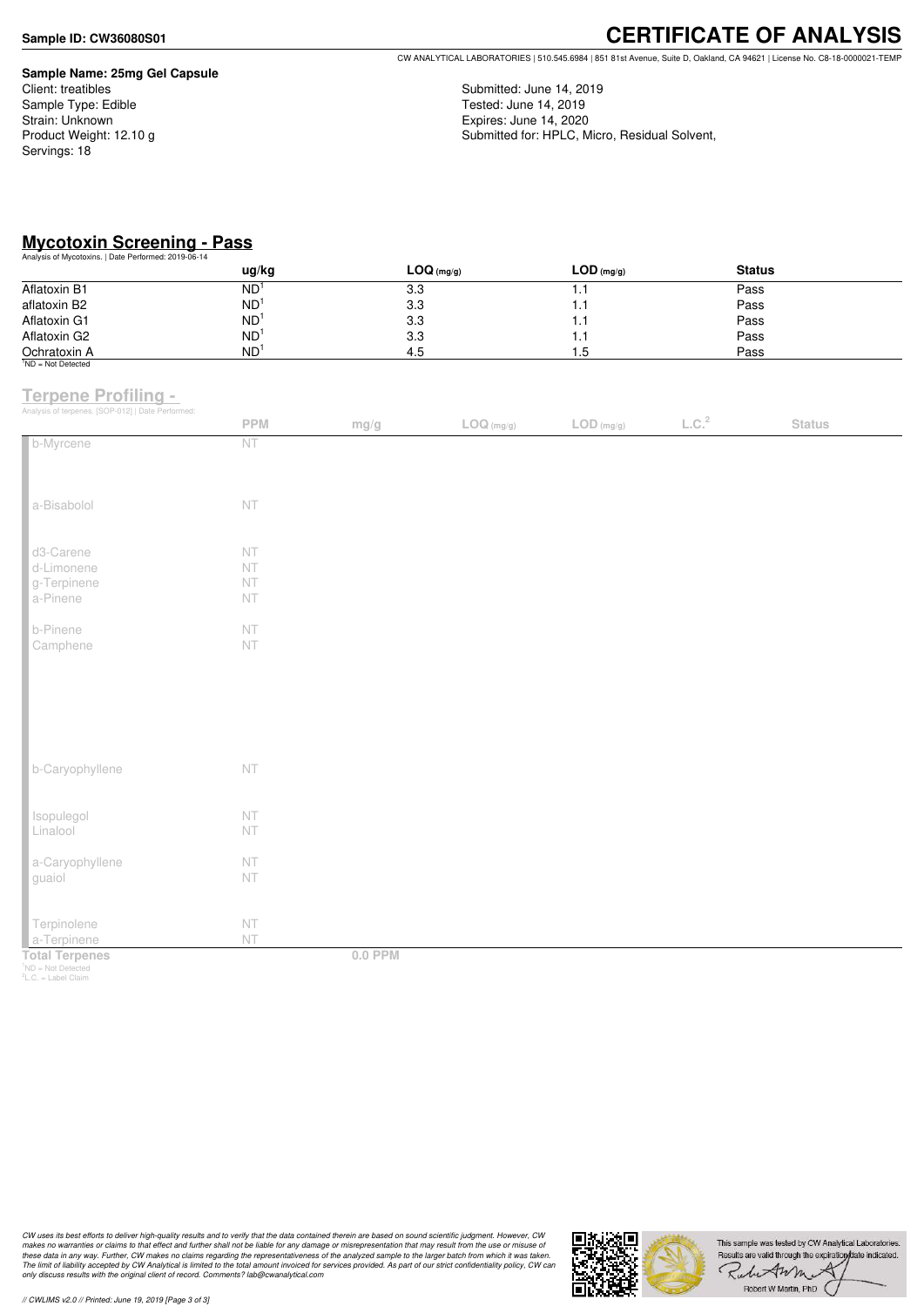**Sample ID: CW36080S01**

# CERTIFICATE OF ANALYSIS

CW ANALYTICAL LABORATORIES | 510.545.6984 | 851 81st Avenue, Suite D, Oakland, CA 94621 | License No. C8-18-0000021-TEMP

**Sample Name: 25mg Gel Capsule**
Client: treatibles
Sample Type: Edible
Strain: Unknown
Product Weight: 12.10 g
Servings: 18

Submitted: June 14, 2019
Tested: June 14, 2019
Expires: June 14, 2020
Submitted for: HPLC, Micro, Residual Solvent,

## Mycotoxin Screening - Pass

Analysis of Mycotoxins. | Date Performed: 2019-06-14

| | ug/kg | LOQ (mg/g) | LOD (mg/g) | Status |
|---|---|---|---|---|
| Aflatoxin B1 | ND[1] | 3.3 | 1.1 | Pass |
| aflatoxin B2 | ND[1] | 3.3 | 1.1 | Pass |
| Aflatoxin G1 | ND[1] | 3.3 | 1.1 | Pass |
| Aflatoxin G2 | ND[1] | 3.3 | 1.1 | Pass |
| Ochratoxin A | ND[1] | 4.5 | 1.5 | Pass |

[1]ND = Not Detected

## Terpene Profiling -

Analysis of terpenes. [SOP-012] | Date Performed:

| | PPM | mg/g | LOQ (mg/g) | LOD (mg/g) | L.C.[2] | Status |
|---|---|---|---|---|---|---|
| b-Myrcene | NT | | | | | |
| a-Bisabolol | NT | | | | | |
| d3-Carene | NT | | | | | |
| d-Limonene | NT | | | | | |
| g-Terpinene | NT | | | | | |
| a-Pinene | NT | | | | | |
| b-Pinene | NT | | | | | |
| Camphene | NT | | | | | |
| b-Caryophyllene | NT | | | | | |
| Isopulegol | NT | | | | | |
| Linalool | NT | | | | | |
| a-Caryophyllene | NT | | | | | |
| guaiol | NT | | | | | |
| Terpinolene | NT | | | | | |
| a-Terpinene | NT | | | | | |
| **Total Terpenes** | | **0.0 PPM** | | | | |

[1]ND = Not Detected
[2]L.C. = Label Claim

*CW uses its best efforts to deliver high-quality results and to verify that the data contained therein are based on sound scientific judgment. However, CW makes no warranties or claims to that effect and further shall not be liable for any damage or misrepresentation that may result from the use or misuse of these data in any way. Further, CW makes no claims regarding the representativeness of the analyzed sample to the larger batch from which it was taken. The limit of liability accepted by CW Analytical is limited to the total amount invoiced for services provided. As part of our strict confidentiality policy, CW can only discuss results with the original client of record. Comments? lab@cwanalytical.com*

This sample was tested by CW Analytical Laboratories. Results are valid through the expiration date indicated.

Robert W Martin, PhD

// CWLIMS v2.0 // Printed: June 19, 2019 [Page 3 of 3]